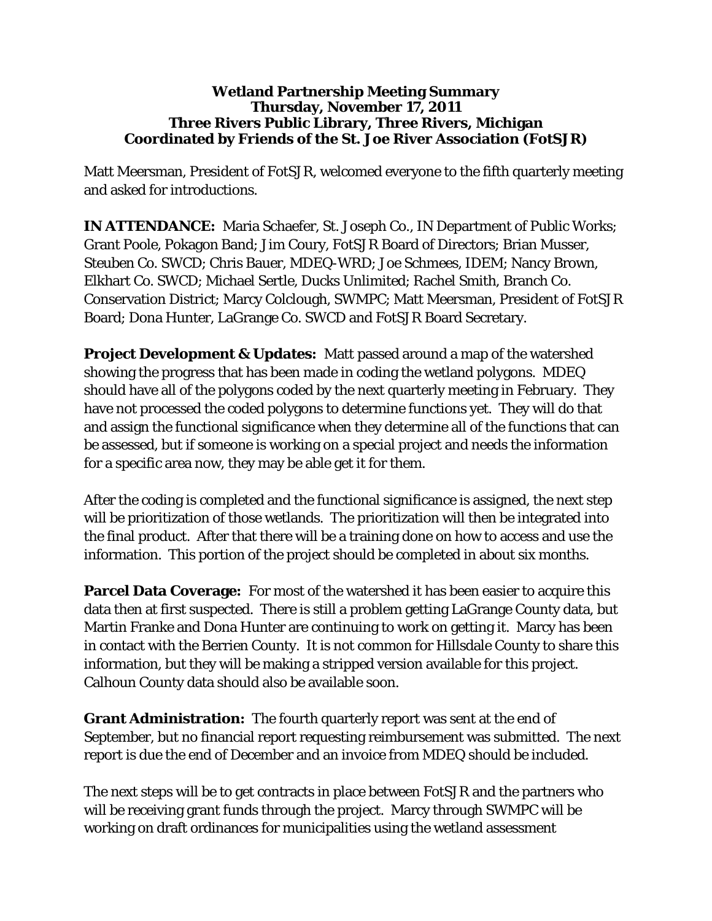**Wetland Partnership Meeting Summary**
**Thursday, November 17, 2011**
**Three Rivers Public Library, Three Rivers, Michigan**
**Coordinated by Friends of the St. Joe River Association (FotSJR)**

Matt Meersman, President of FotSJR, welcomed everyone to the fifth quarterly meeting and asked for introductions.

**IN ATTENDANCE:** Maria Schaefer, St. Joseph Co., IN Department of Public Works; Grant Poole, Pokagon Band; Jim Coury, FotSJR Board of Directors; Brian Musser, Steuben Co. SWCD; Chris Bauer, MDEQ-WRD; Joe Schmees, IDEM; Nancy Brown, Elkhart Co. SWCD; Michael Sertle, Ducks Unlimited; Rachel Smith, Branch Co. Conservation District; Marcy Colclough, SWMPC; Matt Meersman, President of FotSJR Board; Dona Hunter, LaGrange Co. SWCD and FotSJR Board Secretary.

**Project Development & Updates:** Matt passed around a map of the watershed showing the progress that has been made in coding the wetland polygons. MDEQ should have all of the polygons coded by the next quarterly meeting in February. They have not processed the coded polygons to determine functions yet. They will do that and assign the functional significance when they determine all of the functions that can be assessed, but if someone is working on a special project and needs the information for a specific area now, they may be able get it for them.

After the coding is completed and the functional significance is assigned, the next step will be prioritization of those wetlands. The prioritization will then be integrated into the final product. After that there will be a training done on how to access and use the information. This portion of the project should be completed in about six months.

**Parcel Data Coverage:** For most of the watershed it has been easier to acquire this data then at first suspected. There is still a problem getting LaGrange County data, but Martin Franke and Dona Hunter are continuing to work on getting it. Marcy has been in contact with the Berrien County. It is not common for Hillsdale County to share this information, but they will be making a stripped version available for this project. Calhoun County data should also be available soon.

**Grant Administration:** The fourth quarterly report was sent at the end of September, but no financial report requesting reimbursement was submitted. The next report is due the end of December and an invoice from MDEQ should be included.

The next steps will be to get contracts in place between FotSJR and the partners who will be receiving grant funds through the project. Marcy through SWMPC will be working on draft ordinances for municipalities using the wetland assessment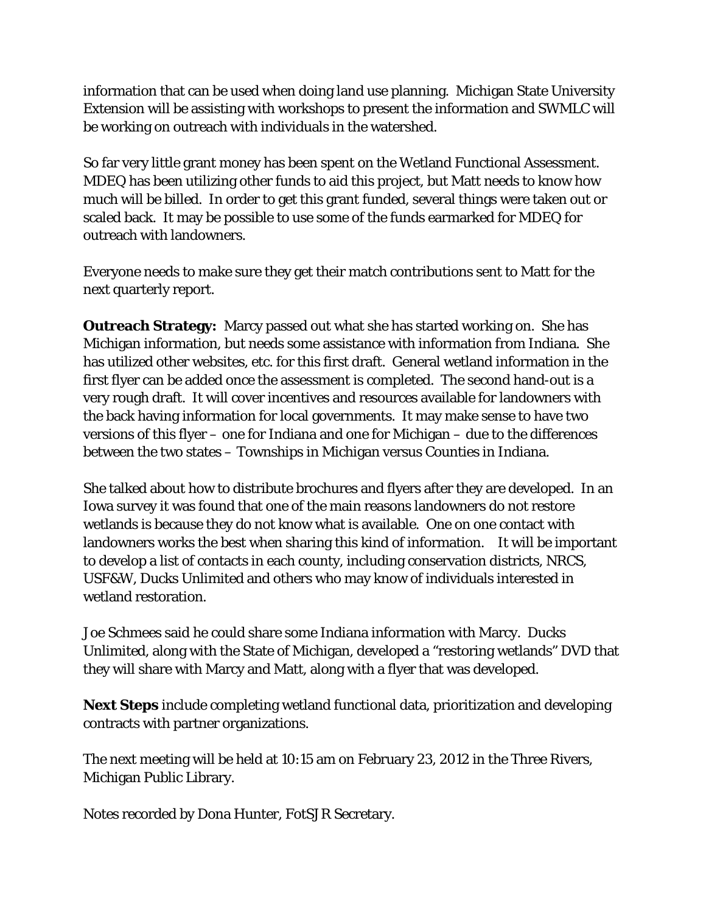information that can be used when doing land use planning. Michigan State University Extension will be assisting with workshops to present the information and SWMLC will be working on outreach with individuals in the watershed.

So far very little grant money has been spent on the Wetland Functional Assessment. MDEQ has been utilizing other funds to aid this project, but Matt needs to know how much will be billed. In order to get this grant funded, several things were taken out or scaled back. It may be possible to use some of the funds earmarked for MDEQ for outreach with landowners.

Everyone needs to make sure they get their match contributions sent to Matt for the next quarterly report.

**Outreach Strategy:** Marcy passed out what she has started working on. She has Michigan information, but needs some assistance with information from Indiana. She has utilized other websites, etc. for this first draft. General wetland information in the first flyer can be added once the assessment is completed. The second hand-out is a very rough draft. It will cover incentives and resources available for landowners with the back having information for local governments. It may make sense to have two versions of this flyer – one for Indiana and one for Michigan – due to the differences between the two states – Townships in Michigan versus Counties in Indiana.

She talked about how to distribute brochures and flyers after they are developed. In an Iowa survey it was found that one of the main reasons landowners do not restore wetlands is because they do not know what is available. One on one contact with landowners works the best when sharing this kind of information. It will be important to develop a list of contacts in each county, including conservation districts, NRCS, USF&W, Ducks Unlimited and others who may know of individuals interested in wetland restoration.

Joe Schmees said he could share some Indiana information with Marcy. Ducks Unlimited, along with the State of Michigan, developed a "restoring wetlands" DVD that they will share with Marcy and Matt, along with a flyer that was developed.

**Next Steps** include completing wetland functional data, prioritization and developing contracts with partner organizations.

The next meeting will be held at 10:15 am on February 23, 2012 in the Three Rivers, Michigan Public Library.

Notes recorded by Dona Hunter, FotSJR Secretary.